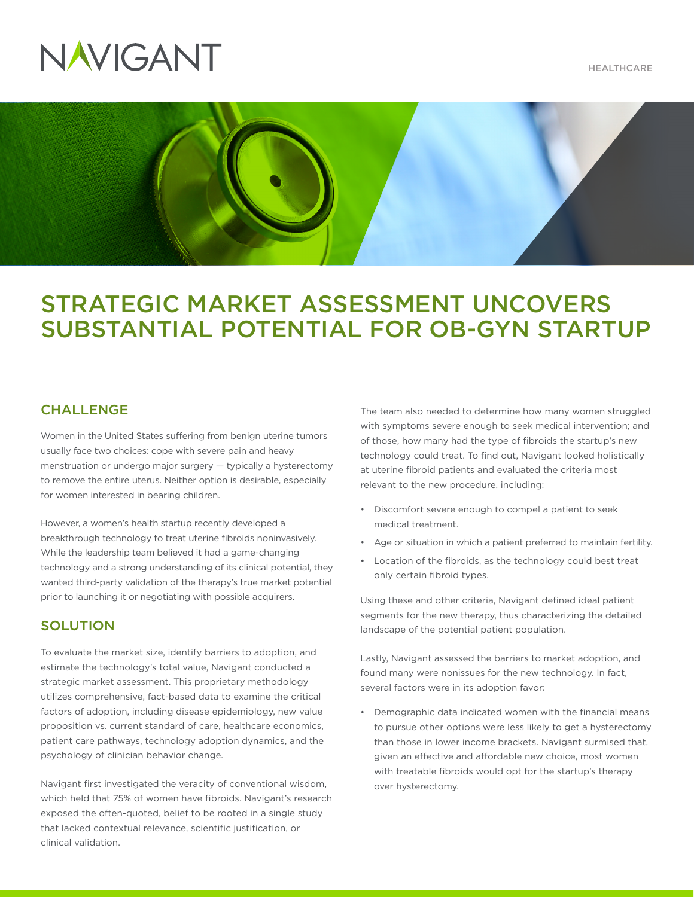# STRATEGIC MARKET ASSESSMENT UNCOVERS SUBSTANTIAL POTENTIAL FOR OB-GYN STARTUP

## CHALLENGE

Women in the United States suffering from benign uterine tumors usually face two choices: cope with severe pain and heavy menstruation or undergo major surgery — typically a hysterectomy to remove the entire uterus. Neither option is desirable, especially for women interested in bearing children.

However, a women's health startup recently developed a breakthrough technology to treat uterine fibroids noninvasively. While the leadership team believed it had a game-changing technology and a strong understanding of its clinical potential, they wanted third-party validation of the therapy's true market potential prior to launching it or negotiating with possible acquirers.

## SOLUTION

To evaluate the market size, identify barriers to adoption, and estimate the technology's total value, Navigant conducted a strategic market assessment. This proprietary methodology utilizes comprehensive, fact-based data to examine the critical factors of adoption, including disease epidemiology, new value proposition vs. current standard of care, healthcare economics, patient care pathways, technology adoption dynamics, and the psychology of clinician behavior change.

Navigant first investigated the veracity of conventional wisdom, which held that 75% of women have fibroids. Navigant's research exposed the often-quoted, belief to be rooted in a single study that lacked contextual relevance, scientific justification, or clinical validation.

The team also needed to determine how many women struggled with symptoms severe enough to seek medical intervention; and of those, how many had the type of fibroids the startup's new technology could treat. To find out, Navigant looked holistically at uterine fibroid patients and evaluated the criteria most relevant to the new procedure, including:

- Discomfort severe enough to compel a patient to seek medical treatment.
- Age or situation in which a patient preferred to maintain fertility.
- Location of the fibroids, as the technology could best treat only certain fibroid types.

Using these and other criteria, Navigant defined ideal patient segments for the new therapy, thus characterizing the detailed landscape of the potential patient population.

Lastly, Navigant assessed the barriers to market adoption, and found many were nonissues for the new technology. In fact, several factors were in its adoption favor:

- Demographic data indicated women with the financial means to pursue other options were less likely to get a hysterectomy than those in lower income brackets. Navigant surmised that, given an effective and affordable new choice, most women with treatable fibroids would opt for the startup's therapy over hysterectomy.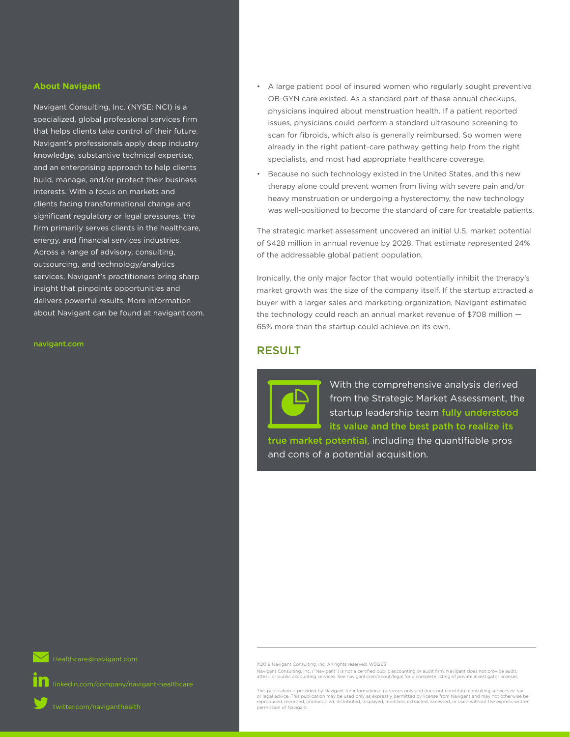## About Navigant

Navigant Consulting, Inc. (NYSE: NCI) is a specialized, global professional services firm that helps clients take control of their future. Navigant's professionals apply deep industry knowledge, substantive technical expertise, and an enterprising approach to help clients build, manage, and/or protect their business interests. With a focus on markets and clients facing transformational change and significant regulatory or legal pressures, the firm primarily serves clients in the healthcare, energy, and financial services industries. Across a range of advisory, consulting, outsourcing, and technology/analytics services, Navigant's practitioners bring sharp insight that pinpoints opportunities and delivers powerful results. More information about Navigant can be found at navigant.com.

navigant.com

Healthcare@navigant.com

linkedin.com/company/navigant-healthcare

twitter.com/naviganthealth

- A large patient pool of insured women who regularly sought preventive OB-GYN care existed. As a standard part of these annual checkups, physicians inquired about menstruation health. If a patient reported issues, physicians could perform a standard ultrasound screening to scan for fibroids, which also is generally reimbursed. So women were already in the right patient-care pathway getting help from the right specialists, and most had appropriate healthcare coverage.
- Because no such technology existed in the United States, and this new therapy alone could prevent women from living with severe pain and/or heavy menstruation or undergoing a hysterectomy, the new technology was well-positioned to become the standard of care for treatable patients.

The strategic market assessment uncovered an initial U.S. market potential of $428 million in annual revenue by 2028. That estimate represented 24% of the addressable global patient population.

Ironically, the only major factor that would potentially inhibit the therapy's market growth was the size of the company itself. If the startup attracted a buyer with a larger sales and marketing organization, Navigant estimated the technology could reach an annual market revenue of $708 million — 65% more than the startup could achieve on its own.

## RESULT

With the comprehensive analysis derived from the Strategic Market Assessment, the startup leadership team **fully understood its value and the best path to realize its true market potential,** including the quantifiable pros and cons of a potential acquisition.

©2018 Navigant Consulting, Inc. All rights reserved. W51263

Navigant Consulting, Inc. ("Navigant") is not a certified public accounting or audit firm. Navigant does not provide audit, attest, or public accounting services. See navigant.com/about/legal for a complete listing of private investigator licenses.

This publication is provided by Navigant for informational purposes only and does not constitute consulting services or tax or legal advice. This publication may be used only as expressly permitted by license from Navigant and may not otherwise be reproduced, recorded, photocopied, distributed, displayed, modified, extracted, accessed, or used without the express written permission of Navigant.